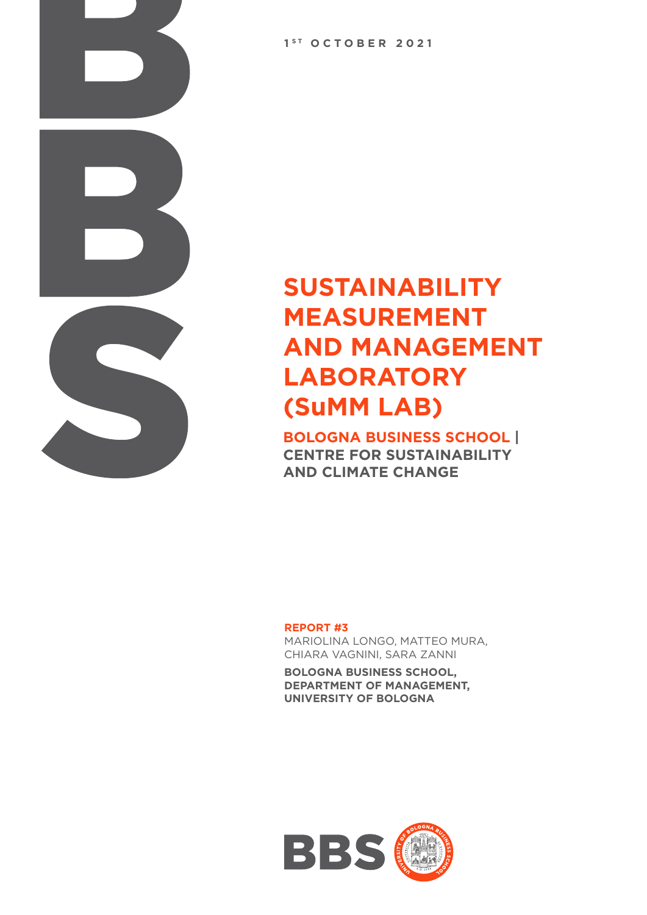1[ST] OCTOBER 2021

# SUSTAINABILITY MEASUREMENT AND MANAGEMENT LABORATORY (SuMM LAB)

**BOLOGNA BUSINESS SCHOOL | CENTRE FOR SUSTAINABILITY AND CLIMATE CHANGE**

**REPORT #3**

MARIOLINA LONGO, MATTEO MURA, CHIARA VAGNINI, SARA ZANNI

**BOLOGNA BUSINESS SCHOOL, DEPARTMENT OF MANAGEMENT, UNIVERSITY OF BOLOGNA**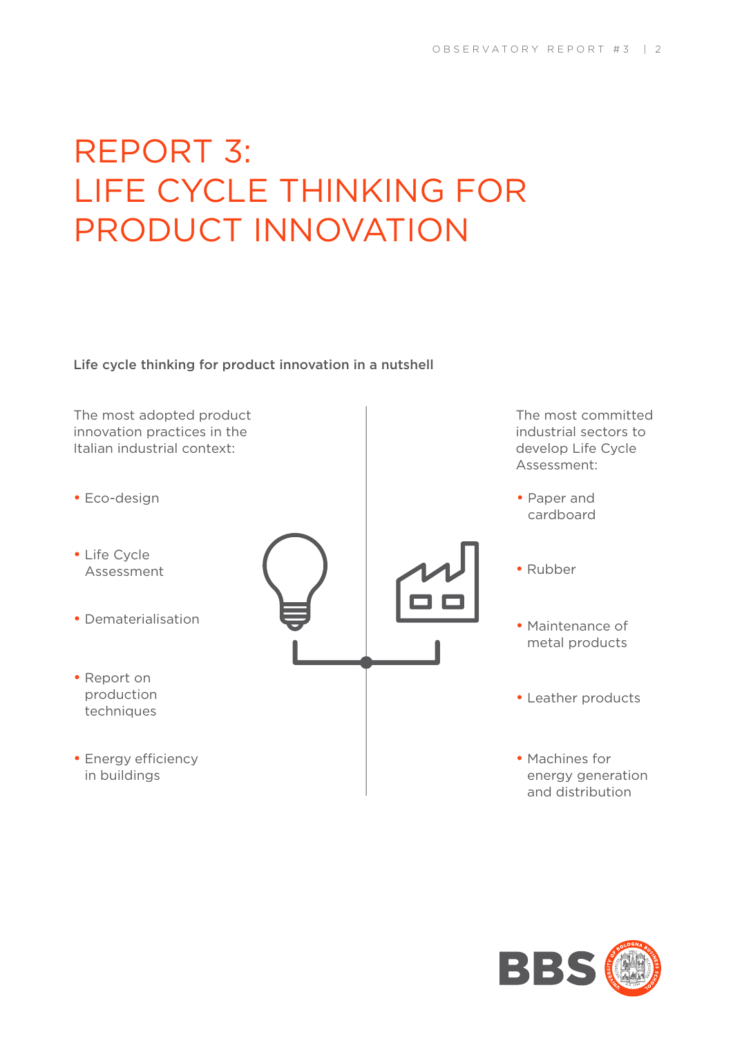# REPORT 3: LIFE CYCLE THINKING FOR PRODUCT INNOVATION

**Life cycle thinking for product innovation in a nutshell**

The most adopted product innovation practices in the Italian industrial context:

- Eco-design
- Life Cycle Assessment
- Dematerialisation
- Report on production techniques
- Energy efficiency in buildings

The most committed industrial sectors to develop Life Cycle Assessment:

- Paper and cardboard
- Rubber
- Maintenance of metal products
- Leather products
- Machines for energy generation and distribution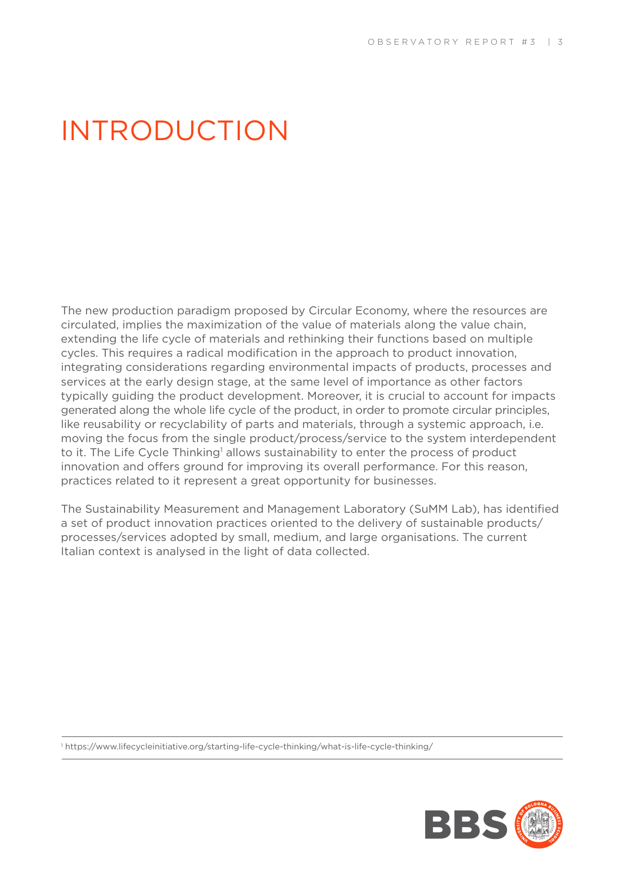# INTRODUCTION

The new production paradigm proposed by Circular Economy, where the resources are circulated, implies the maximization of the value of materials along the value chain, extending the life cycle of materials and rethinking their functions based on multiple cycles. This requires a radical modification in the approach to product innovation, integrating considerations regarding environmental impacts of products, processes and services at the early design stage, at the same level of importance as other factors typically guiding the product development. Moreover, it is crucial to account for impacts generated along the whole life cycle of the product, in order to promote circular principles, like reusability or recyclability of parts and materials, through a systemic approach, i.e. moving the focus from the single product/process/service to the system interdependent to it. The Life Cycle Thinking[1] allows sustainability to enter the process of product innovation and offers ground for improving its overall performance. For this reason, practices related to it represent a great opportunity for businesses.

The Sustainability Measurement and Management Laboratory (SuMM Lab), has identified a set of product innovation practices oriented to the delivery of sustainable products/ processes/services adopted by small, medium, and large organisations. The current Italian context is analysed in the light of data collected.

[1] https://www.lifecycleinitiative.org/starting-life-cycle-thinking/what-is-life-cycle-thinking/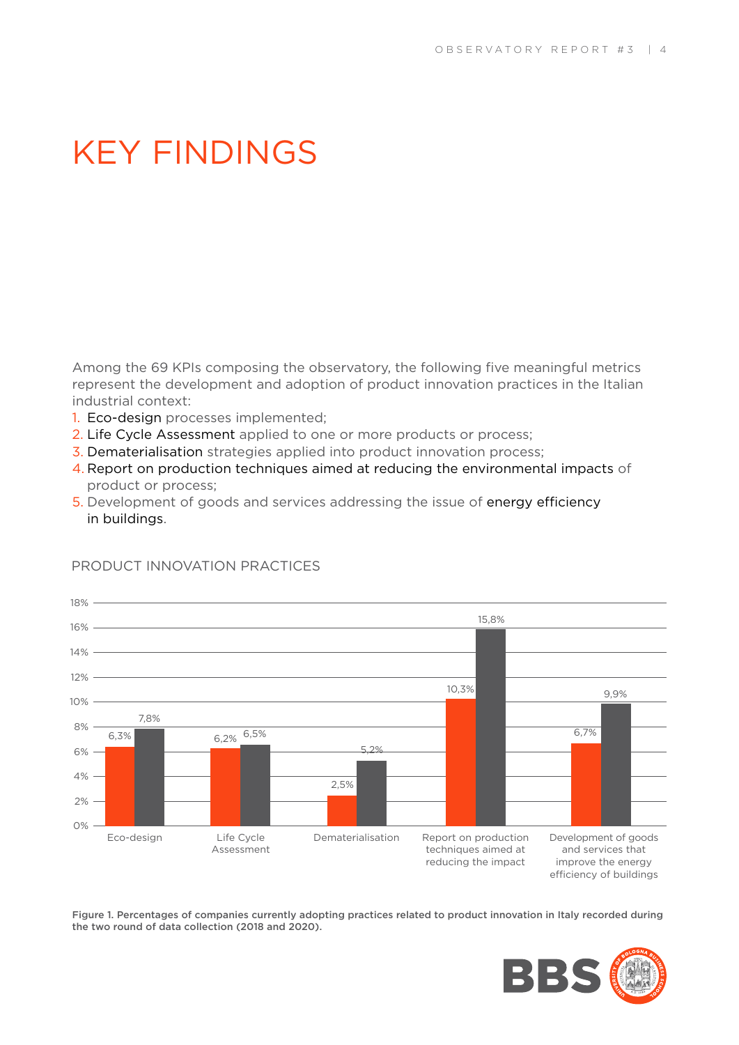# KEY FINDINGS

Among the 69 KPIs composing the observatory, the following five meaningful metrics represent the development and adoption of product innovation practices in the Italian industrial context:

1. Eco-design processes implemented;
2. Life Cycle Assessment applied to one or more products or process;
3. Dematerialisation strategies applied into product innovation process;
4. Report on production techniques aimed at reducing the environmental impacts of product or process;
5. Development of goods and services addressing the issue of energy efficiency in buildings.

PRODUCT INNOVATION PRACTICES

| Practice | 2018 | 2020 |
|---|---|---|
| Eco-design | 6,3% | 7,8% |
| Life Cycle Assessment | 6,2% | 6,5% |
| Dematerialisation | 2,5% | 5,2% |
| Report on production techniques aimed at reducing the impact | 10,3% | 15,8% |
| Development of goods and services that improve the energy efficiency of buildings | 6,7% | 9,9% |

**Figure 1. Percentages of companies currently adopting practices related to product innovation in Italy recorded during the two round of data collection (2018 and 2020).**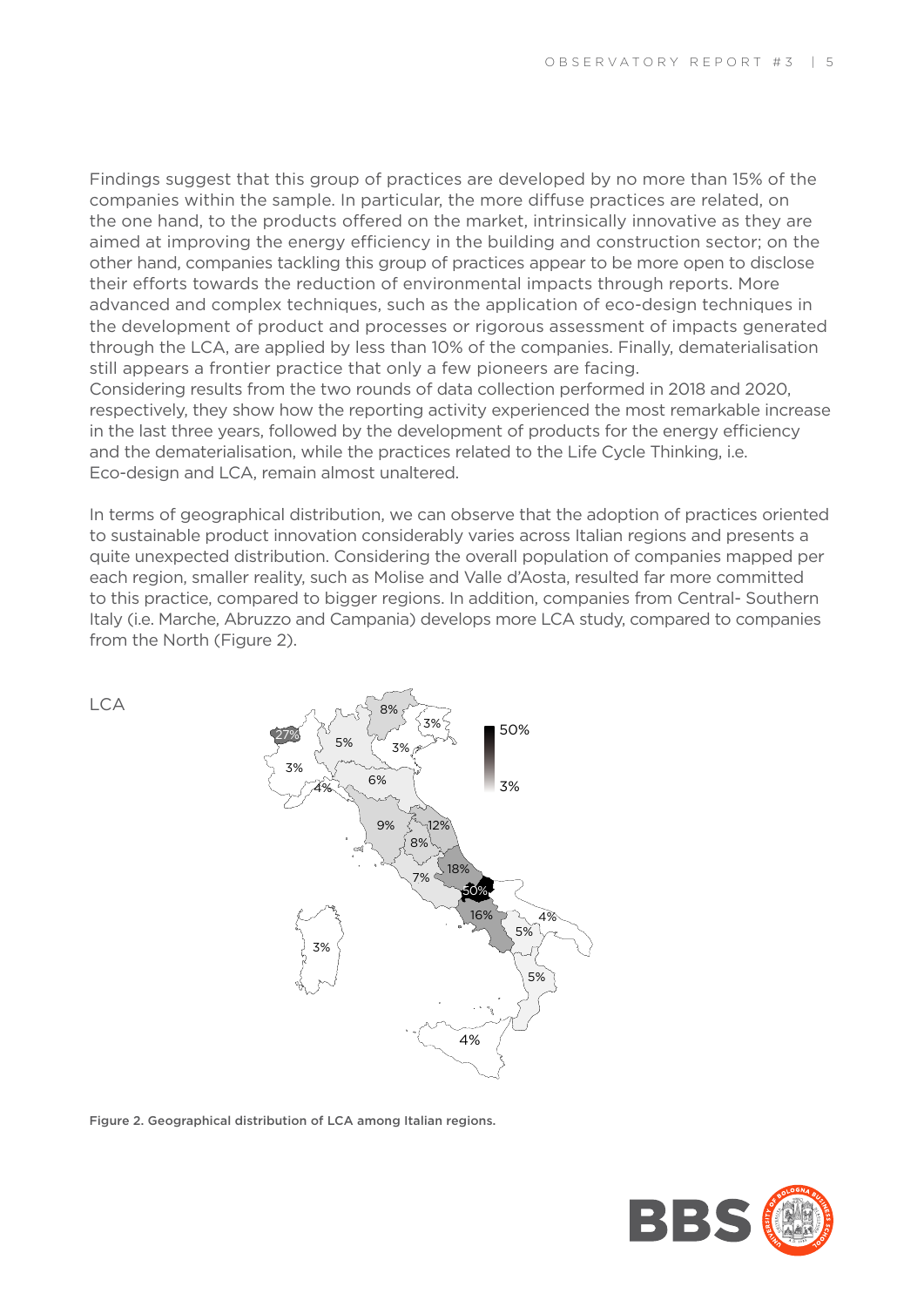Findings suggest that this group of practices are developed by no more than 15% of the companies within the sample. In particular, the more diffuse practices are related, on the one hand, to the products offered on the market, intrinsically innovative as they are aimed at improving the energy efficiency in the building and construction sector; on the other hand, companies tackling this group of practices appear to be more open to disclose their efforts towards the reduction of environmental impacts through reports. More advanced and complex techniques, such as the application of eco-design techniques in the development of product and processes or rigorous assessment of impacts generated through the LCA, are applied by less than 10% of the companies. Finally, dematerialisation still appears a frontier practice that only a few pioneers are facing.
Considering results from the two rounds of data collection performed in 2018 and 2020, respectively, they show how the reporting activity experienced the most remarkable increase in the last three years, followed by the development of products for the energy efficiency and the dematerialisation, while the practices related to the Life Cycle Thinking, i.e. Eco-design and LCA, remain almost unaltered.

In terms of geographical distribution, we can observe that the adoption of practices oriented to sustainable product innovation considerably varies across Italian regions and presents a quite unexpected distribution. Considering the overall population of companies mapped per each region, smaller reality, such as Molise and Valle d'Aosta, resulted far more committed to this practice, compared to bigger regions. In addition, companies from Central- Southern Italy (i.e. Marche, Abruzzo and Campania) develops more LCA study, compared to companies from the North (Figure 2).

LCA

Figure 2. Geographical distribution of LCA among Italian regions.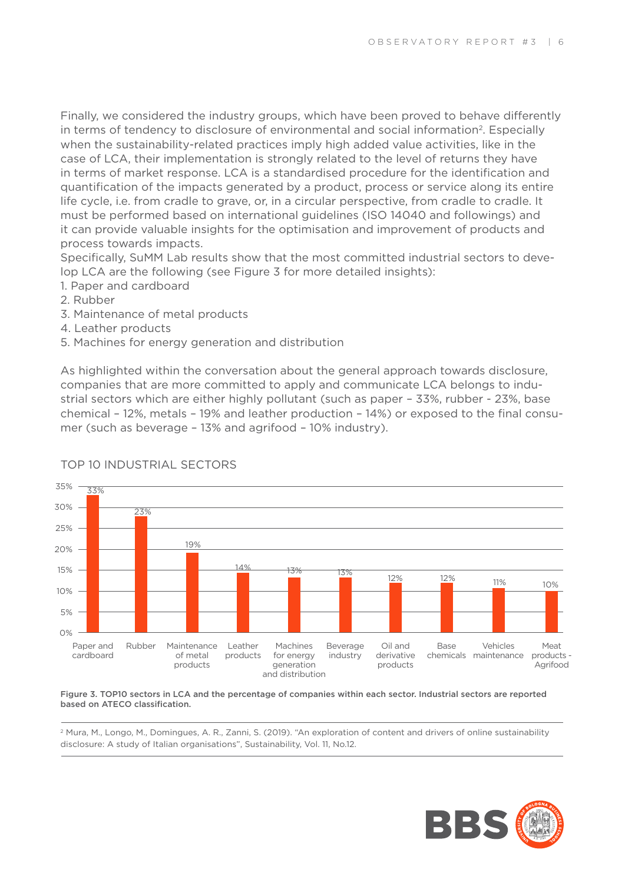Finally, we considered the industry groups, which have been proved to behave differently in terms of tendency to disclosure of environmental and social information[2]. Especially when the sustainability-related practices imply high added value activities, like in the case of LCA, their implementation is strongly related to the level of returns they have in terms of market response. LCA is a standardised procedure for the identification and quantification of the impacts generated by a product, process or service along its entire life cycle, i.e. from cradle to grave, or, in a circular perspective, from cradle to cradle. It must be performed based on international guidelines (ISO 14040 and followings) and it can provide valuable insights for the optimisation and improvement of products and process towards impacts.

Specifically, SuMM Lab results show that the most committed industrial sectors to develop LCA are the following (see Figure 3 for more detailed insights):

1. Paper and cardboard
2. Rubber
3. Maintenance of metal products
4. Leather products
5. Machines for energy generation and distribution

As highlighted within the conversation about the general approach towards disclosure, companies that are more committed to apply and communicate LCA belongs to industrial sectors which are either highly pollutant (such as paper – 33%, rubber - 23%, base chemical – 12%, metals – 19% and leather production – 14%) or exposed to the final consumer (such as beverage – 13% and agrifood – 10% industry).

## TOP 10 INDUSTRIAL SECTORS

| Sector | Percentage |
|---|---|
| Paper and cardboard | 33% |
| Rubber | 23% |
| Maintenance of metal products | 19% |
| Leather products | 14% |
| Machines for energy generation and distribution | 13% |
| Beverage industry | 13% |
| Oil and derivative products | 12% |
| Base chemicals | 12% |
| Vehicles maintenance | 11% |
| Meat products - Agrifood | 10% |

**Figure 3. TOP10 sectors in LCA and the percentage of companies within each sector. Industrial sectors are reported based on ATECO classification.**

[2] Mura, M., Longo, M., Domingues, A. R., Zanni, S. (2019). "An exploration of content and drivers of online sustainability disclosure: A study of Italian organisations", Sustainability, Vol. 11, No.12.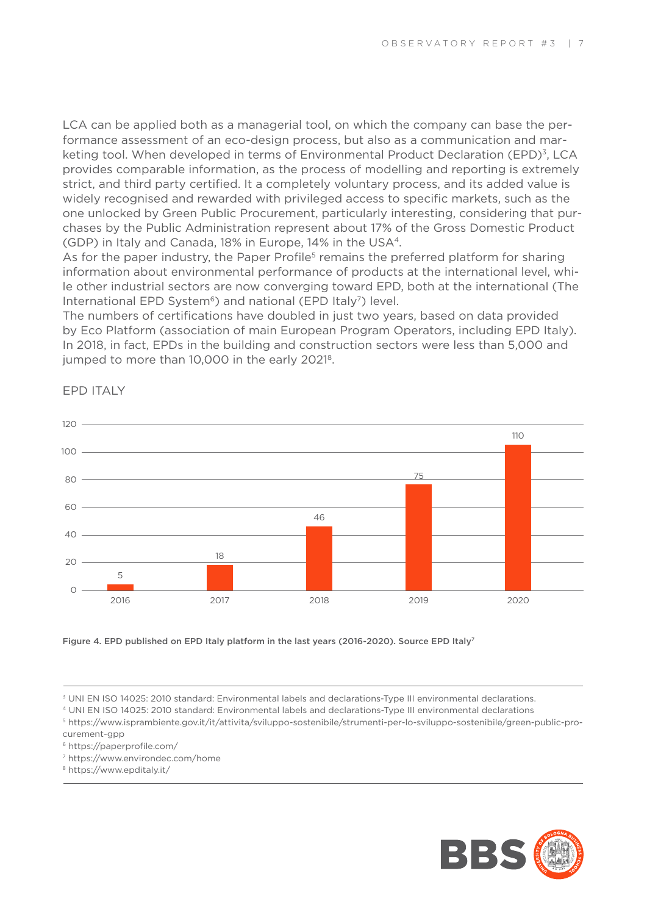LCA can be applied both as a managerial tool, on which the company can base the performance assessment of an eco-design process, but also as a communication and marketing tool. When developed in terms of Environmental Product Declaration (EPD)[3], LCA provides comparable information, as the process of modelling and reporting is extremely strict, and third party certified. It a completely voluntary process, and its added value is widely recognised and rewarded with privileged access to specific markets, such as the one unlocked by Green Public Procurement, particularly interesting, considering that purchases by the Public Administration represent about 17% of the Gross Domestic Product (GDP) in Italy and Canada, 18% in Europe, 14% in the USA[4].

As for the paper industry, the Paper Profile[5] remains the preferred platform for sharing information about environmental performance of products at the international level, while other industrial sectors are now converging toward EPD, both at the international (The International EPD System[6]) and national (EPD Italy[7]) level.

The numbers of certifications have doubled in just two years, based on data provided by Eco Platform (association of main European Program Operators, including EPD Italy). In 2018, in fact, EPDs in the building and construction sectors were less than 5,000 and jumped to more than 10,000 in the early 2021[8].

EPD ITALY

| Year | EPD |
| --- | --- |
| 2016 | 5 |
| 2017 | 18 |
| 2018 | 46 |
| 2019 | 75 |
| 2020 | 110 |

**Figure 4. EPD published on EPD Italy platform in the last years (2016-2020). Source EPD Italy[7]**

---

[3] UNI EN ISO 14025: 2010 standard: Environmental labels and declarations-Type III environmental declarations.
[4] UNI EN ISO 14025: 2010 standard: Environmental labels and declarations-Type III environmental declarations
[5] https://www.isprambiente.gov.it/it/attivita/sviluppo-sostenibile/strumenti-per-lo-sviluppo-sostenibile/green-public-procurement-gpp
[6] https://paperprofile.com/
[7] https://www.environdec.com/home
[8] https://www.epditaly.it/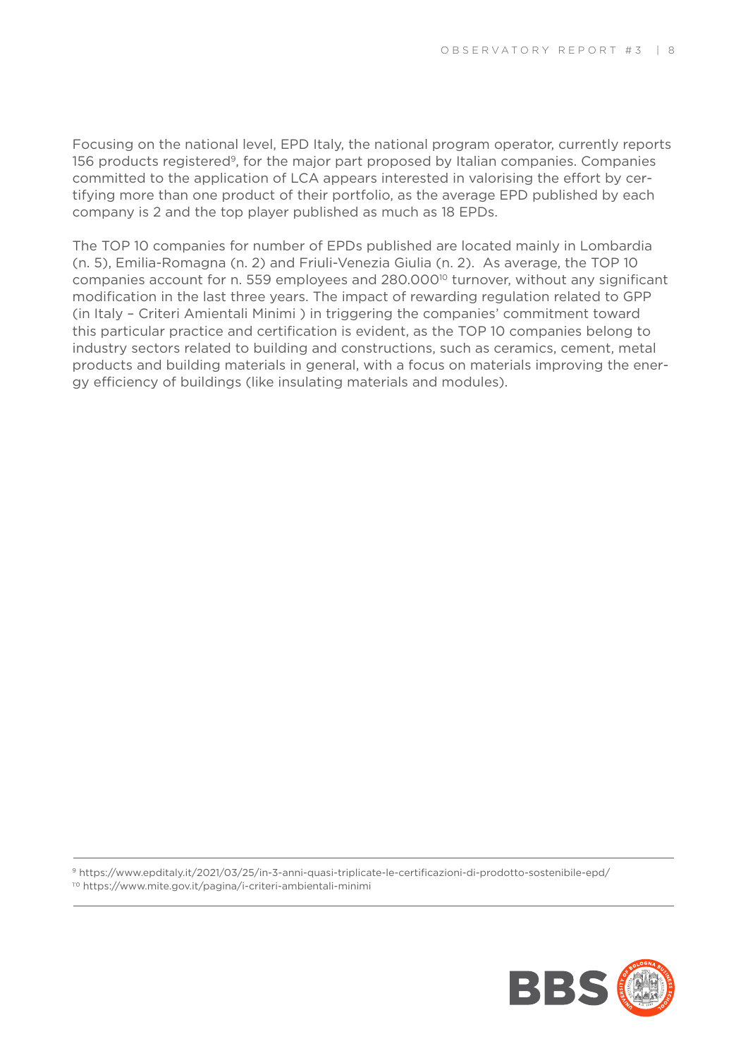Focusing on the national level, EPD Italy, the national program operator, currently reports 156 products registered[9], for the major part proposed by Italian companies. Companies committed to the application of LCA appears interested in valorising the effort by certifying more than one product of their portfolio, as the average EPD published by each company is 2 and the top player published as much as 18 EPDs.

The TOP 10 companies for number of EPDs published are located mainly in Lombardia (n. 5), Emilia-Romagna (n. 2) and Friuli-Venezia Giulia (n. 2). As average, the TOP 10 companies account for n. 559 employees and 280.000[10] turnover, without any significant modification in the last three years. The impact of rewarding regulation related to GPP (in Italy – Criteri Amientali Minimi ) in triggering the companies' commitment toward this particular practice and certification is evident, as the TOP 10 companies belong to industry sectors related to building and constructions, such as ceramics, cement, metal products and building materials in general, with a focus on materials improving the energy efficiency of buildings (like insulating materials and modules).

---

[9] https://www.epditaly.it/2021/03/25/in-3-anni-quasi-triplicate-le-certificazioni-di-prodotto-sostenibile-epd/

[10] https://www.mite.gov.it/pagina/i-criteri-ambientali-minimi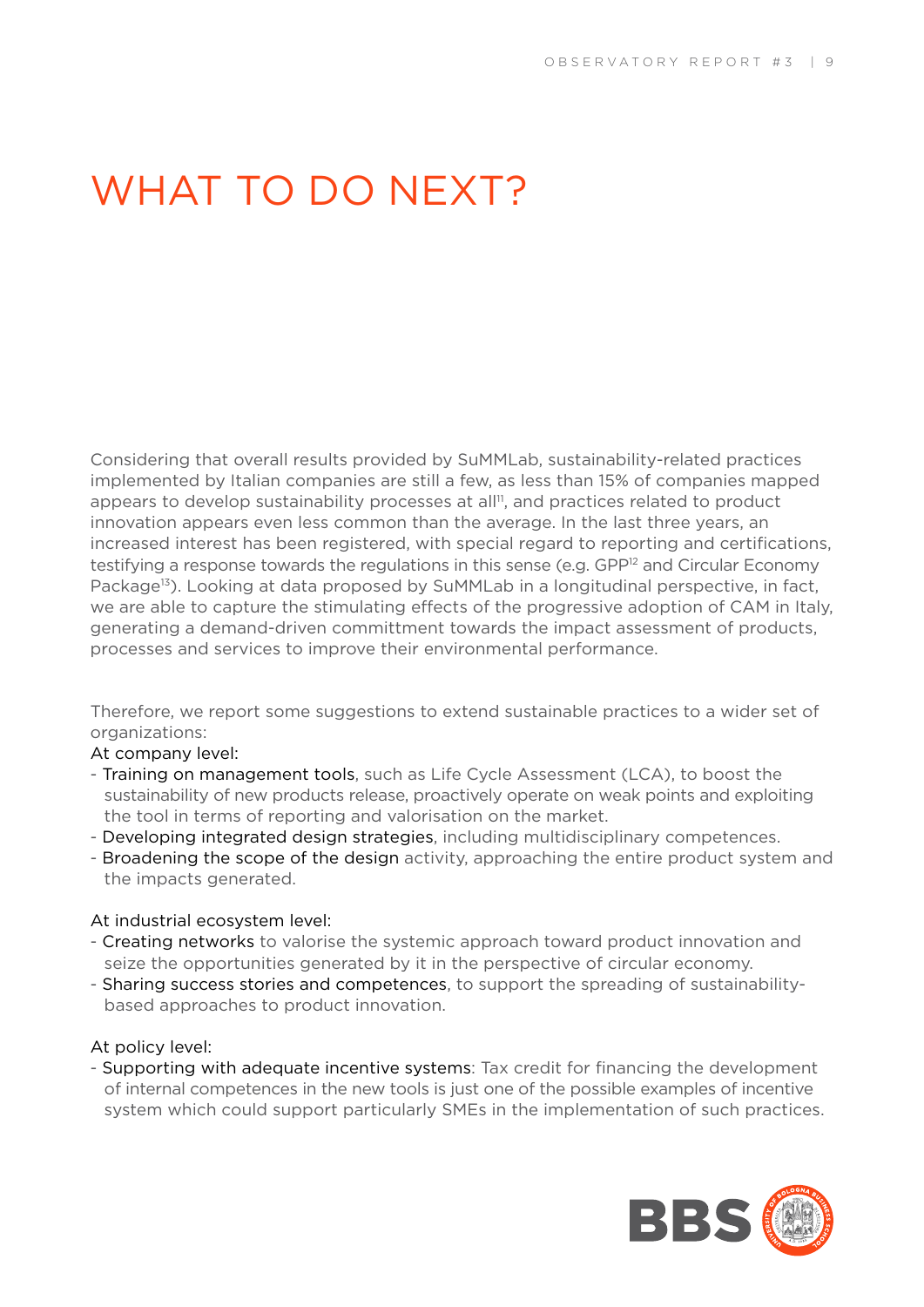# WHAT TO DO NEXT?

Considering that overall results provided by SuMMLab, sustainability-related practices implemented by Italian companies are still a few, as less than 15% of companies mapped appears to develop sustainability processes at all[11], and practices related to product innovation appears even less common than the average. In the last three years, an increased interest has been registered, with special regard to reporting and certifications, testifying a response towards the regulations in this sense (e.g. GPP[12] and Circular Economy Package[13]). Looking at data proposed by SuMMLab in a longitudinal perspective, in fact, we are able to capture the stimulating effects of the progressive adoption of CAM in Italy, generating a demand-driven committment towards the impact assessment of products, processes and services to improve their environmental performance.

Therefore, we report some suggestions to extend sustainable practices to a wider set of organizations:

At company level:

- Training on management tools, such as Life Cycle Assessment (LCA), to boost the sustainability of new products release, proactively operate on weak points and exploiting the tool in terms of reporting and valorisation on the market.
- Developing integrated design strategies, including multidisciplinary competences.
- Broadening the scope of the design activity, approaching the entire product system and the impacts generated.

At industrial ecosystem level:

- Creating networks to valorise the systemic approach toward product innovation and seize the opportunities generated by it in the perspective of circular economy.
- Sharing success stories and competences, to support the spreading of sustainability-based approaches to product innovation.

At policy level:

- Supporting with adequate incentive systems: Tax credit for financing the development of internal competences in the new tools is just one of the possible examples of incentive system which could support particularly SMEs in the implementation of such practices.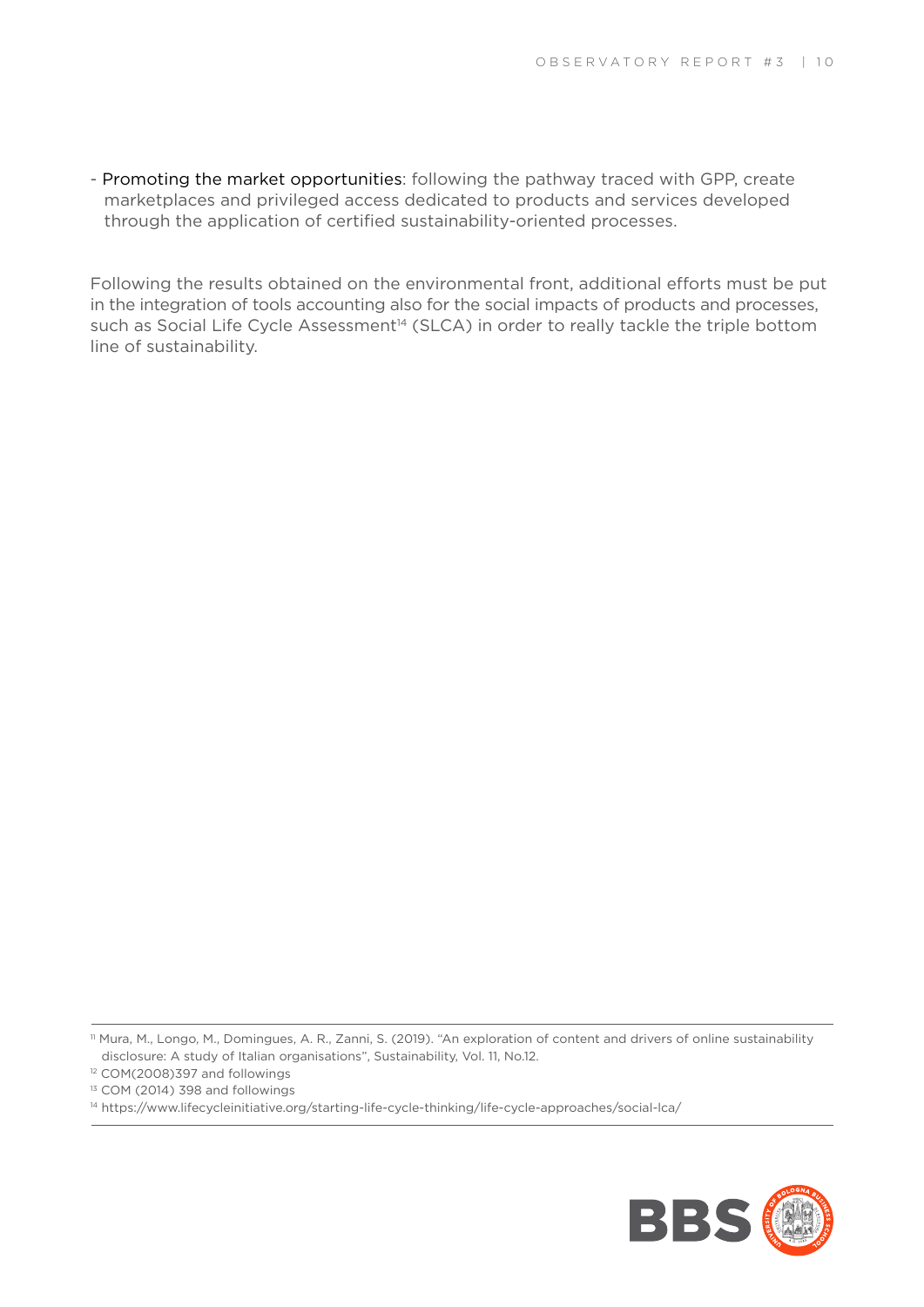- Promoting the market opportunities: following the pathway traced with GPP, create marketplaces and privileged access dedicated to products and services developed through the application of certified sustainability-oriented processes.

Following the results obtained on the environmental front, additional efforts must be put in the integration of tools accounting also for the social impacts of products and processes, such as Social Life Cycle Assessment[14] (SLCA) in order to really tackle the triple bottom line of sustainability.

---

[11] Mura, M., Longo, M., Domingues, A. R., Zanni, S. (2019). "An exploration of content and drivers of online sustainability disclosure: A study of Italian organisations", Sustainability, Vol. 11, No.12.

[12] COM(2008)397 and followings

[13] COM (2014) 398 and followings

[14] https://www.lifecycleinitiative.org/starting-life-cycle-thinking/life-cycle-approaches/social-lca/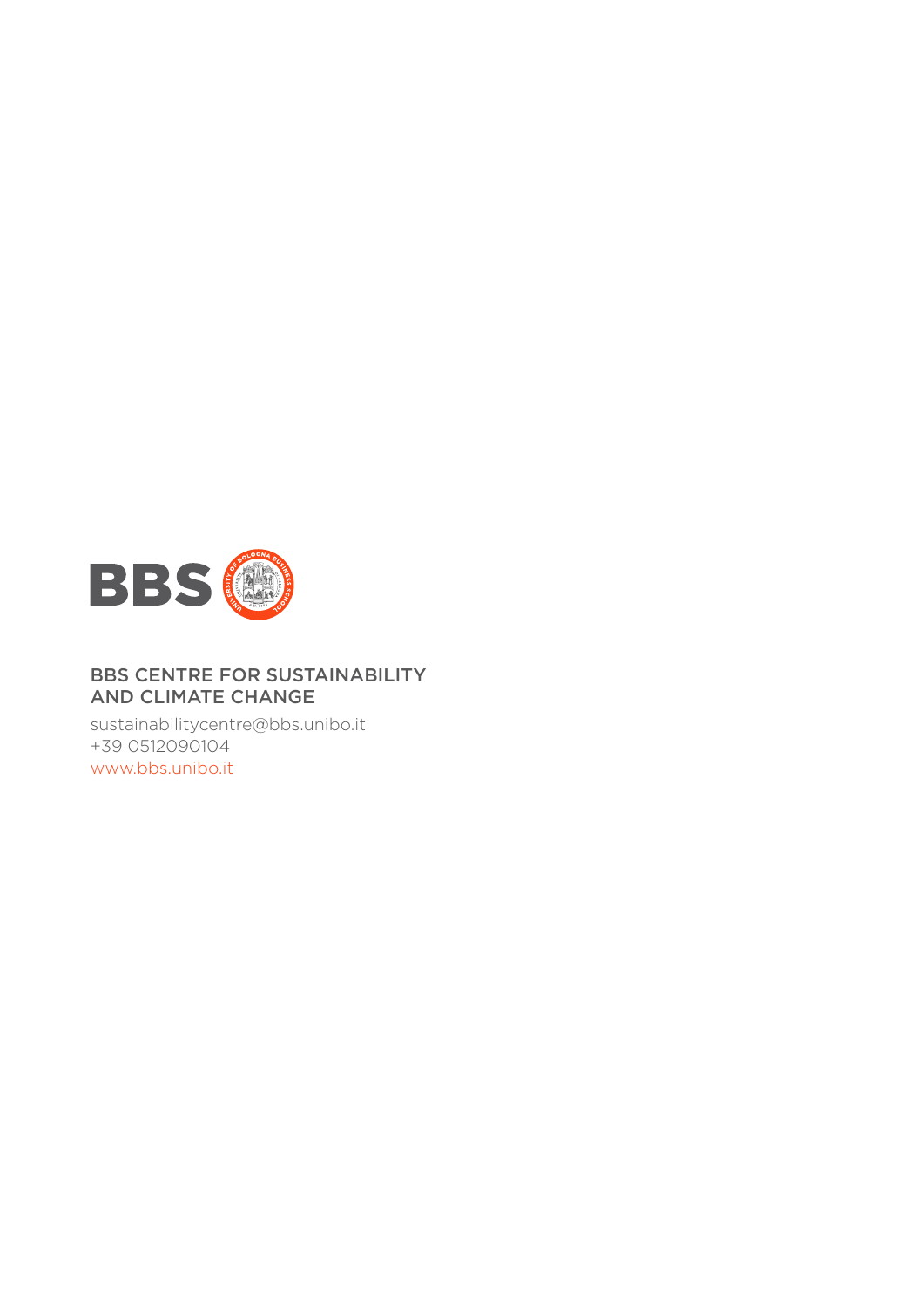BBS

BBS CENTRE FOR SUSTAINABILITY AND CLIMATE CHANGE

sustainabilitycentre@bbs.unibo.it
+39 0512090104
www.bbs.unibo.it